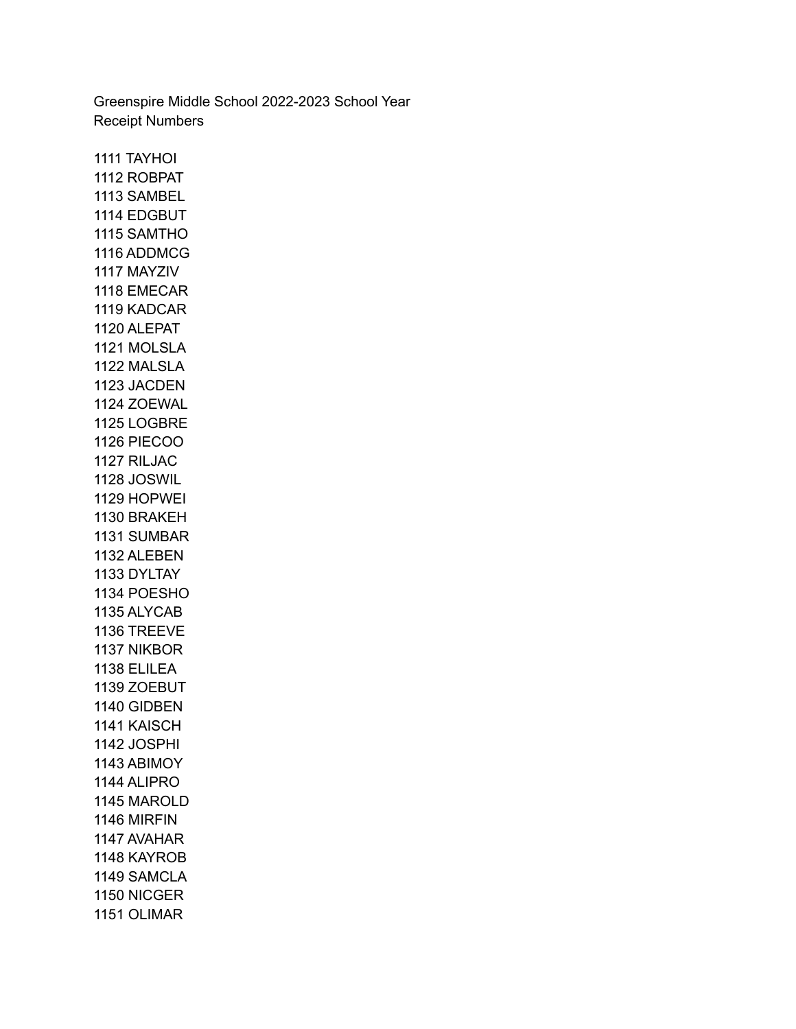Greenspire Middle School 2022-2023 School Year
Receipt Numbers

1111 TAYHOI
1112 ROBPAT
1113 SAMBEL
1114 EDGBUT
1115 SAMTHO
1116 ADDMCG
1117 MAYZIV
1118 EMECAR
1119 KADCAR
1120 ALEPAT
1121 MOLSLA
1122 MALSLA
1123 JACDEN
1124 ZOEWAL
1125 LOGBRE
1126 PIECOO
1127 RILJAC
1128 JOSWIL
1129 HOPWEI
1130 BRAKEH
1131 SUMBAR
1132 ALEBEN
1133 DYLTAY
1134 POESHO
1135 ALYCAB
1136 TREEVE
1137 NIKBOR
1138 ELILEA
1139 ZOEBUT
1140 GIDBEN
1141 KAISCH
1142 JOSPHI
1143 ABIMOY
1144 ALIPRO
1145 MAROLD
1146 MIRFIN
1147 AVAHAR
1148 KAYROB
1149 SAMCLA
1150 NICGER
1151 OLIMAR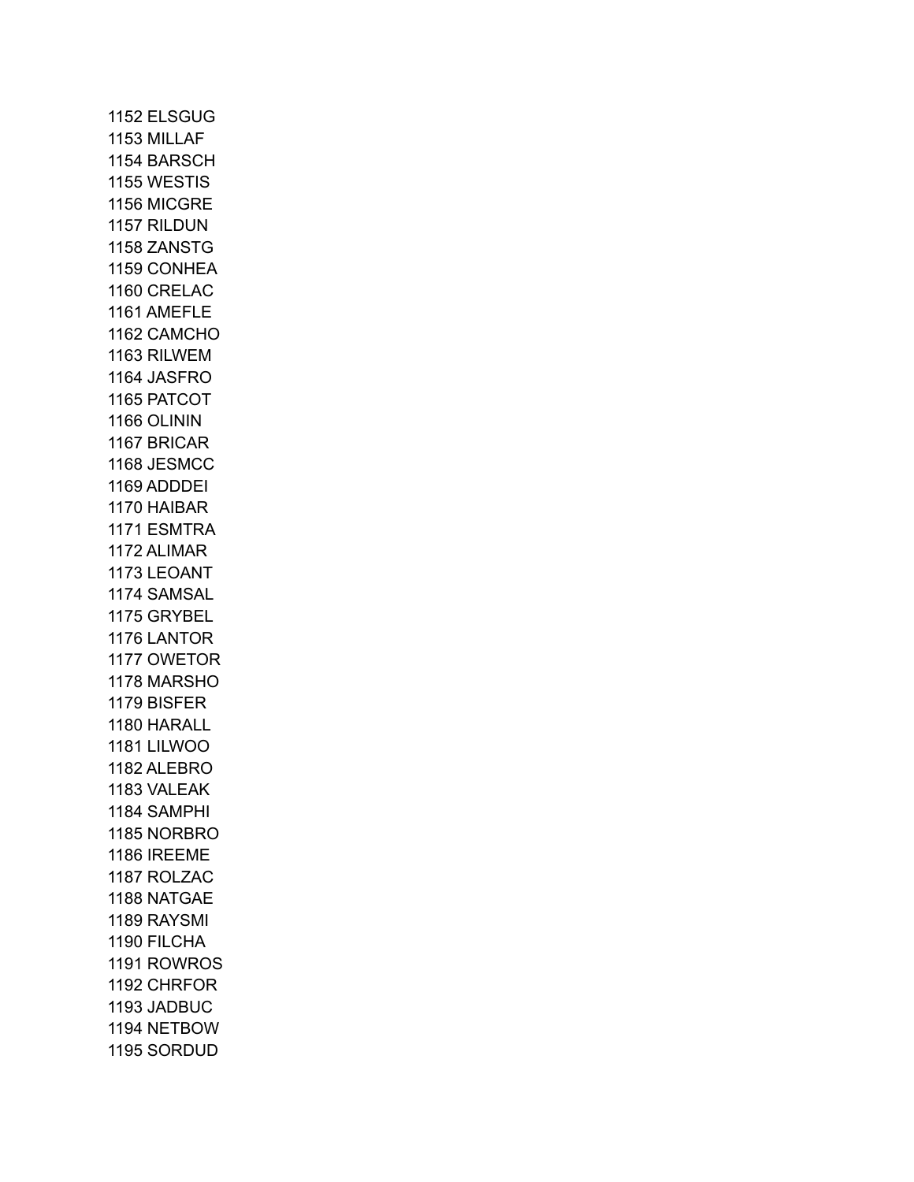1152 ELSGUG
1153 MILLAF
1154 BARSCH
1155 WESTIS
1156 MICGRE
1157 RILDUN
1158 ZANSTG
1159 CONHEA
1160 CRELAC
1161 AMEFLE
1162 CAMCHO
1163 RILWEM
1164 JASFRO
1165 PATCOT
1166 OLININ
1167 BRICAR
1168 JESMCC
1169 ADDDEI
1170 HAIBAR
1171 ESMTRA
1172 ALIMAR
1173 LEOANT
1174 SAMSAL
1175 GRYBEL
1176 LANTOR
1177 OWETOR
1178 MARSHO
1179 BISFER
1180 HARALL
1181 LILWOO
1182 ALEBRO
1183 VALEAK
1184 SAMPHI
1185 NORBRO
1186 IREEME
1187 ROLZAC
1188 NATGAE
1189 RAYSMI
1190 FILCHA
1191 ROWROS
1192 CHRFOR
1193 JADBUC
1194 NETBOW
1195 SORDUD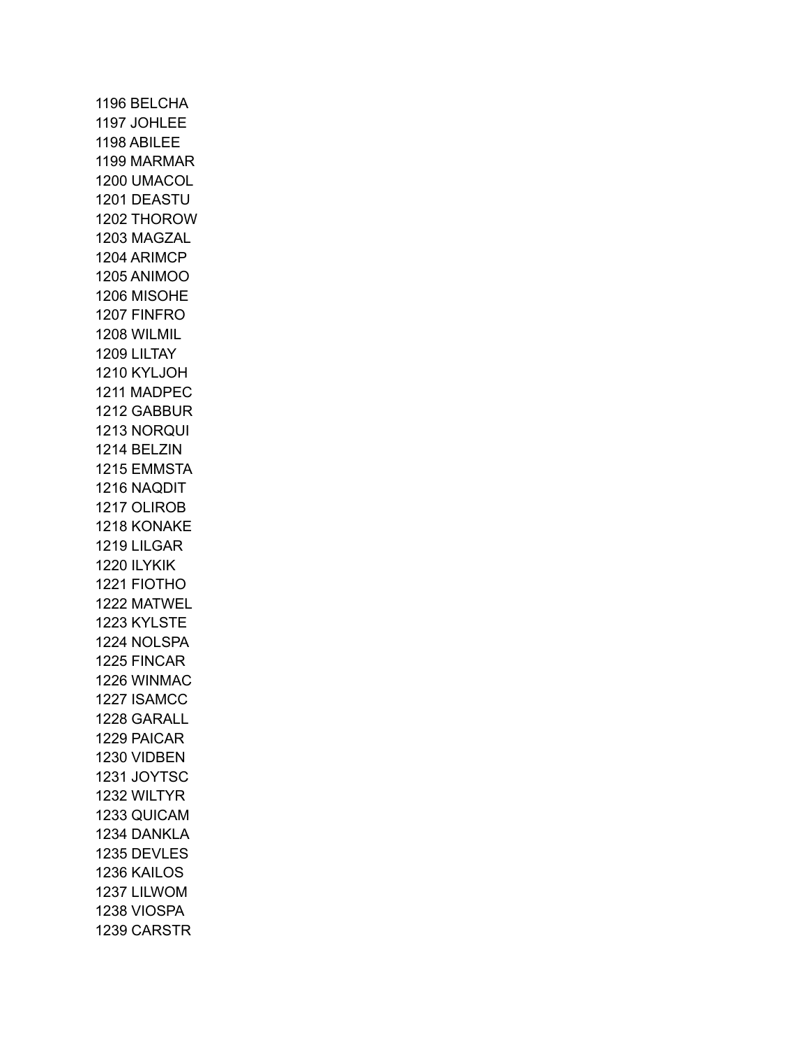1196 BELCHA
1197 JOHLEE
1198 ABILEE
1199 MARMAR
1200 UMACOL
1201 DEASTU
1202 THOROW
1203 MAGZAL
1204 ARIMCP
1205 ANIMOO
1206 MISOHE
1207 FINFRO
1208 WILMIL
1209 LILTAY
1210 KYLJOH
1211 MADPEC
1212 GABBUR
1213 NORQUI
1214 BELZIN
1215 EMMSTA
1216 NAQDIT
1217 OLIROB
1218 KONAKE
1219 LILGAR
1220 ILYKIK
1221 FIOTHO
1222 MATWEL
1223 KYLSTE
1224 NOLSPA
1225 FINCAR
1226 WINMAC
1227 ISAMCC
1228 GARALL
1229 PAICAR
1230 VIDBEN
1231 JOYTSC
1232 WILTYR
1233 QUICAM
1234 DANKLA
1235 DEVLES
1236 KAILOS
1237 LILWOM
1238 VIOSPA
1239 CARSTR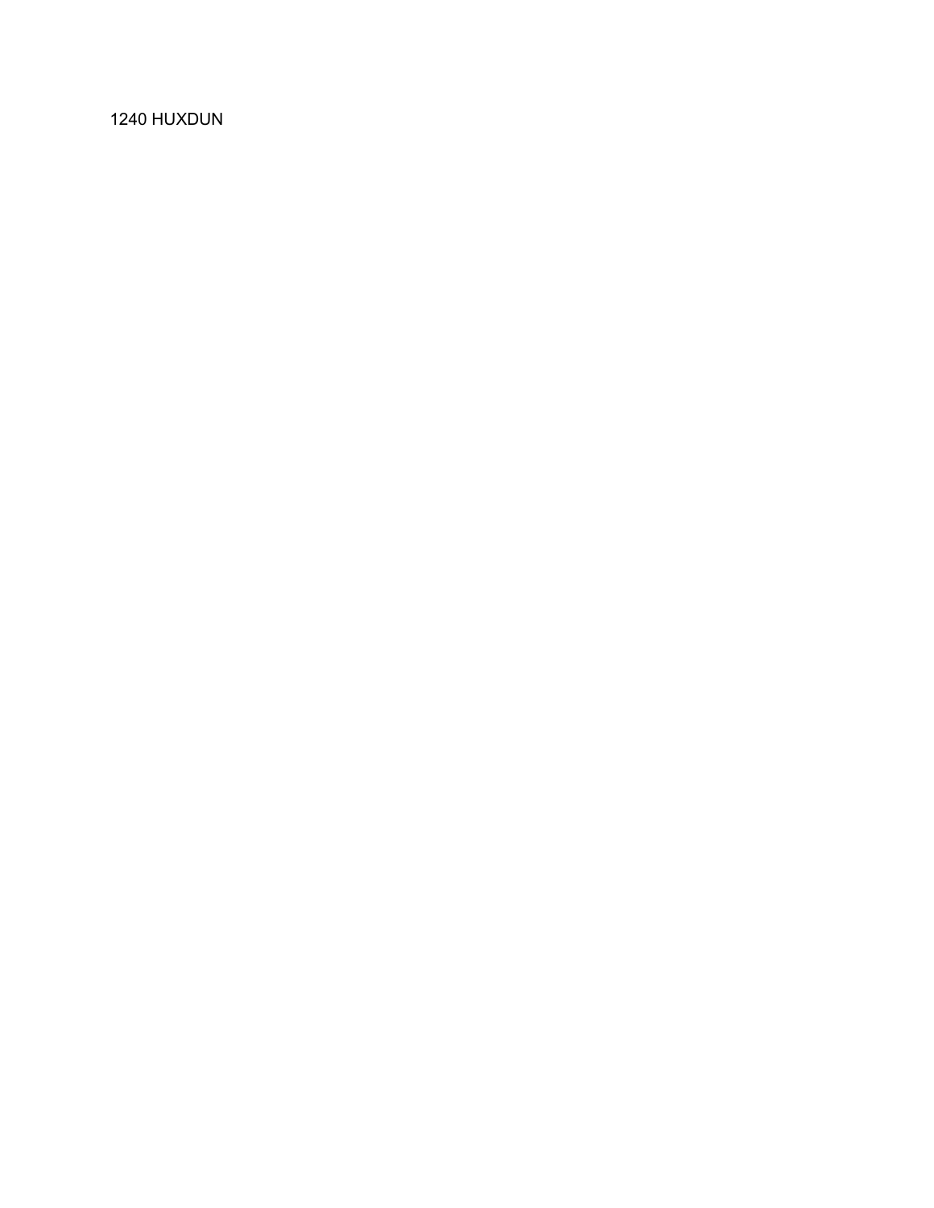1240 HUXDUN